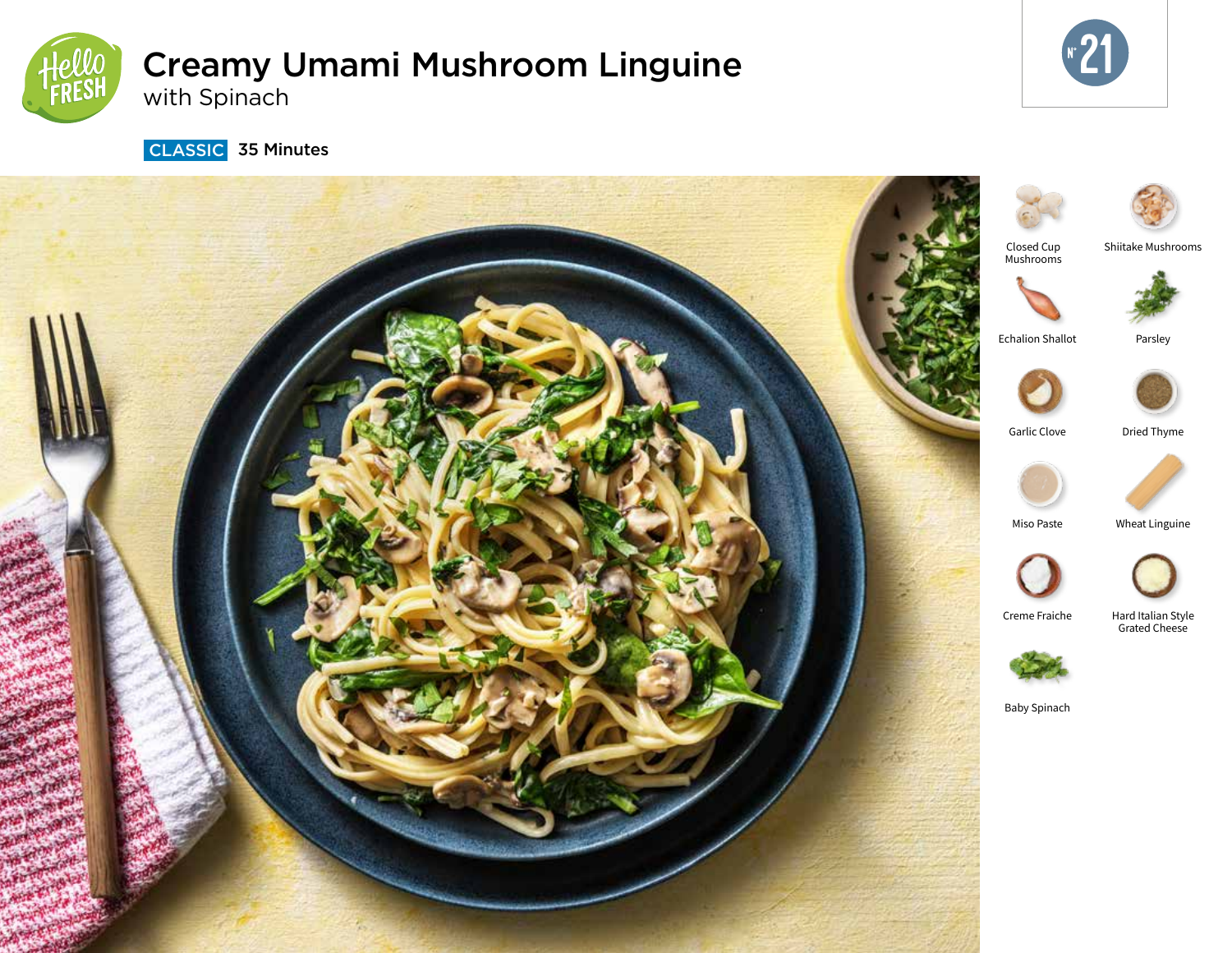# Creamy Umami Mushroom Linguine

with Spinach

N° 21

CLASSIC 35 Minutes

- Closed Cup Mushrooms
- Shiitake Mushrooms
- Echalion Shallot
- Parsley
- Garlic Clove
- Dried Thyme
- Miso Paste
- Wheat Linguine
- Creme Fraiche
- Hard Italian Style Grated Cheese
- Baby Spinach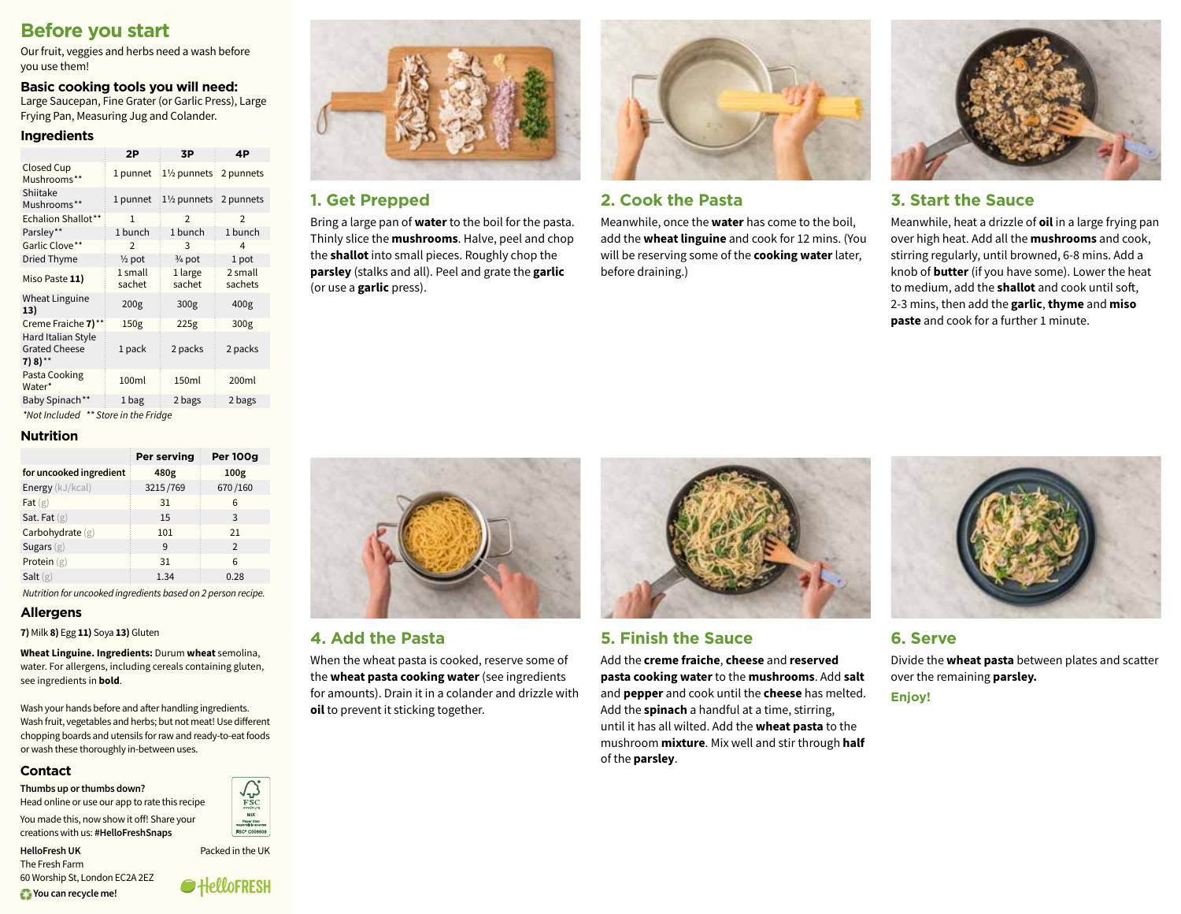## Before you start

Our fruit, veggies and herbs need a wash before you use them!

### Basic cooking tools you will need:

Large Saucepan, Fine Grater (or Garlic Press), Large Frying Pan, Measuring Jug and Colander.

### Ingredients

| | 2P | 3P | 4P |
|---|---|---|---|
| Closed Cup Mushrooms** | 1 punnet | 1½ punnets | 2 punnets |
| Shiitake Mushrooms** | 1 punnet | 1½ punnets | 2 punnets |
| Echalion Shallot** | 1 | 2 | 2 |
| Parsley** | 1 bunch | 1 bunch | 1 bunch |
| Garlic Clove** | 2 | 3 | 4 |
| Dried Thyme | ½ pot | ¾ pot | 1 pot |
| Miso Paste **11)** | 1 small sachet | 1 large sachet | 2 small sachets |
| Wheat Linguine **13)** | 200g | 300g | 400g |
| Creme Fraiche **7)**** | 150g | 225g | 300g |
| Hard Italian Style Grated Cheese **7) 8)**** | 1 pack | 2 packs | 2 packs |
| Pasta Cooking Water* | 100ml | 150ml | 200ml |
| Baby Spinach** | 1 bag | 2 bags | 2 bags |

*\*Not Included \*\* Store in the Fridge*

### Nutrition

| | Per serving | Per 100g |
|---|---|---|
| for uncooked ingredient | 480g | 100g |
| Energy (kJ/kcal) | 3215 /769 | 670 /160 |
| Fat (g) | 31 | 6 |
| Sat. Fat (g) | 15 | 3 |
| Carbohydrate (g) | 101 | 21 |
| Sugars (g) | 9 | 2 |
| Protein (g) | 31 | 6 |
| Salt (g) | 1.34 | 0.28 |

*Nutrition for uncooked ingredients based on 2 person recipe.*

### Allergens

**7)** Milk **8)** Egg **11)** Soya **13)** Gluten

**Wheat Linguine. Ingredients:** Durum **wheat** semolina, water. For allergens, including cereals containing gluten, see ingredients in **bold**.

Wash your hands before and after handling ingredients. Wash fruit, vegetables and herbs; but not meat! Use different chopping boards and utensils for raw and ready-to-eat foods or wash these thoroughly in-between uses.

### Contact

**Thumbs up or thumbs down?**
Head online or use our app to rate this recipe

You made this, now show it off! Share your creations with us: **#HelloFreshSnaps**

**HelloFresh UK**
The Fresh Farm
60 Worship St, London EC2A 2EZ

Packed in the UK

**You can recycle me!**

## 1. Get Prepped

Bring a large pan of **water** to the boil for the pasta. Thinly slice the **mushrooms**. Halve, peel and chop the **shallot** into small pieces. Roughly chop the **parsley** (stalks and all). Peel and grate the **garlic** (or use a **garlic** press).

## 2. Cook the Pasta

Meanwhile, once the **water** has come to the boil, add the **wheat linguine** and cook for 12 mins. (You will be reserving some of the **cooking water** later, before draining.)

## 3. Start the Sauce

Meanwhile, heat a drizzle of **oil** in a large frying pan over high heat. Add all the **mushrooms** and cook, stirring regularly, until browned, 6-8 mins. Add a knob of **butter** (if you have some). Lower the heat to medium, add the **shallot** and cook until soft, 2-3 mins, then add the **garlic**, **thyme** and **miso paste** and cook for a further 1 minute.

## 4. Add the Pasta

When the wheat pasta is cooked, reserve some of the **wheat pasta cooking water** (see ingredients for amounts). Drain it in a colander and drizzle with **oil** to prevent it sticking together.

## 5. Finish the Sauce

Add the **creme fraiche**, **cheese** and **reserved pasta cooking water** to the **mushrooms**. Add **salt** and **pepper** and cook until the **cheese** has melted. Add the **spinach** a handful at a time, stirring, until it has all wilted. Add the **wheat pasta** to the mushroom **mixture**. Mix well and stir through **half** of the **parsley**.

## 6. Serve

Divide the **wheat pasta** between plates and scatter over the remaining **parsley.**

**Enjoy!**